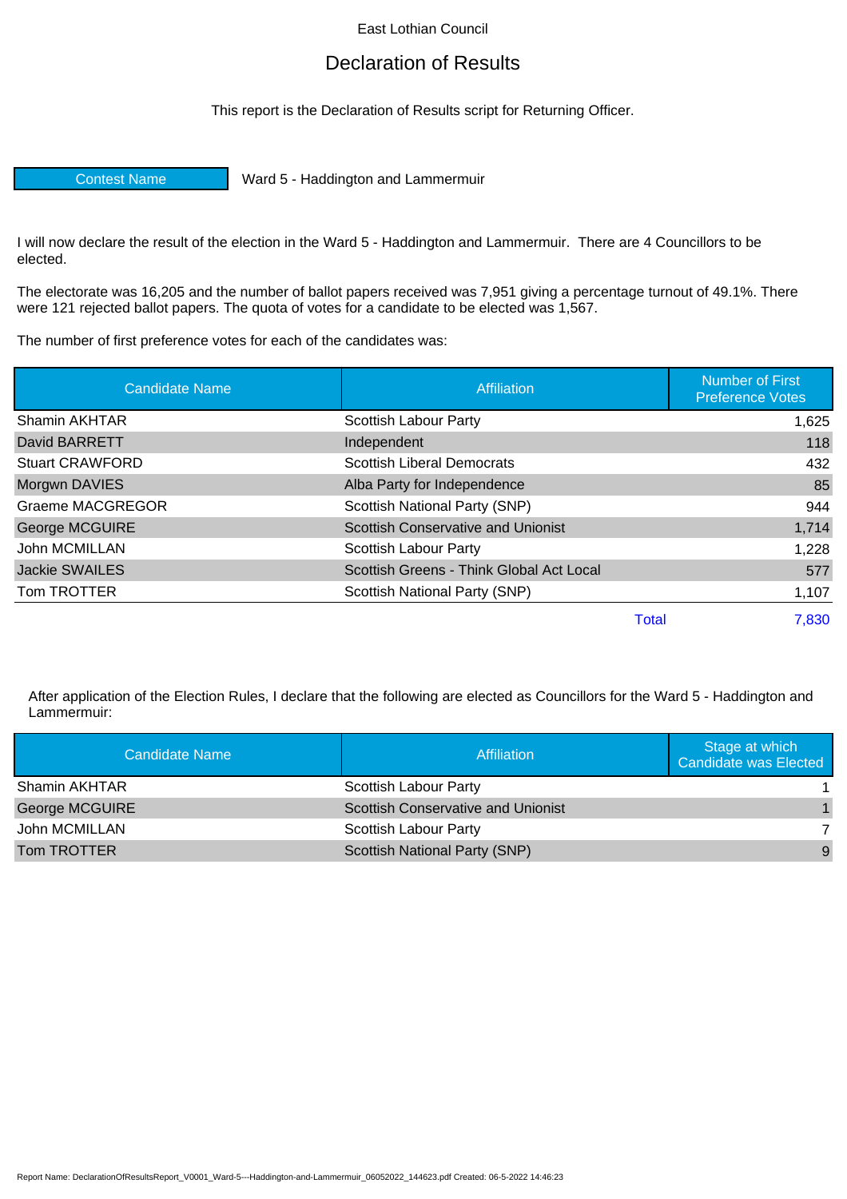East Lothian Council

# Declaration of Results

This report is the Declaration of Results script for Returning Officer.

| Contest Name | Ward 5 - Haddington and Lammermuir |
|---|---|

I will now declare the result of the election in the Ward 5 - Haddington and Lammermuir. There are 4 Councillors to be elected.

The electorate was 16,205 and the number of ballot papers received was 7,951 giving a percentage turnout of 49.1%. There were 121 rejected ballot papers. The quota of votes for a candidate to be elected was 1,567.

The number of first preference votes for each of the candidates was:

| Candidate Name | Affiliation | Number of First Preference Votes |
|---|---|---|
| Shamin AKHTAR | Scottish Labour Party | 1,625 |
| David BARRETT | Independent | 118 |
| Stuart CRAWFORD | Scottish Liberal Democrats | 432 |
| Morgwn DAVIES | Alba Party for Independence | 85 |
| Graeme MACGREGOR | Scottish National Party (SNP) | 944 |
| George MCGUIRE | Scottish Conservative and Unionist | 1,714 |
| John MCMILLAN | Scottish Labour Party | 1,228 |
| Jackie SWAILES | Scottish Greens - Think Global Act Local | 577 |
| Tom TROTTER | Scottish National Party (SNP) | 1,107 |
| | Total | 7,830 |

After application of the Election Rules, I declare that the following are elected as Councillors for the Ward 5 - Haddington and Lammermuir:

| Candidate Name | Affiliation | Stage at which Candidate was Elected |
|---|---|---|
| Shamin AKHTAR | Scottish Labour Party | 1 |
| George MCGUIRE | Scottish Conservative and Unionist | 1 |
| John MCMILLAN | Scottish Labour Party | 7 |
| Tom TROTTER | Scottish National Party (SNP) | 9 |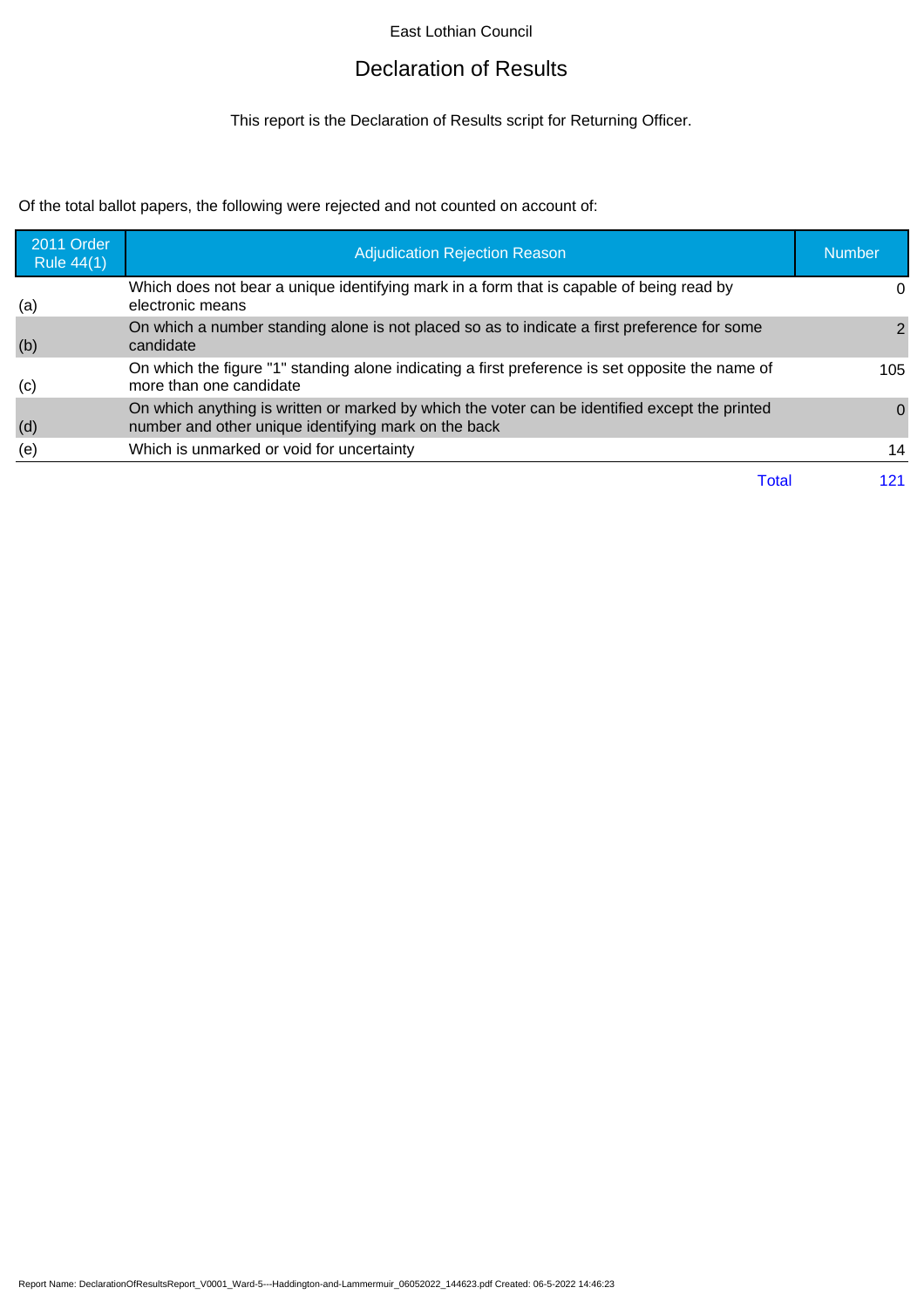East Lothian Council

# Declaration of Results

This report is the Declaration of Results script for Returning Officer.

Of the total ballot papers, the following were rejected and not counted on account of:

| 2011 Order Rule 44(1) | Adjudication Rejection Reason | Number |
|---|---|---|
| (a) | Which does not bear a unique identifying mark in a form that is capable of being read by electronic means | 0 |
| (b) | On which a number standing alone is not placed so as to indicate a first preference for some candidate | 2 |
| (c) | On which the figure "1" standing alone indicating a first preference is set opposite the name of more than one candidate | 105 |
| (d) | On which anything is written or marked by which the voter can be identified except the printed number and other unique identifying mark on the back | 0 |
| (e) | Which is unmarked or void for uncertainty | 14 |
| | Total | 121 |

Report Name: DeclarationOfResultsReport_V0001_Ward-5---Haddington-and-Lammermuir_06052022_144623.pdf Created: 06-5-2022 14:46:23